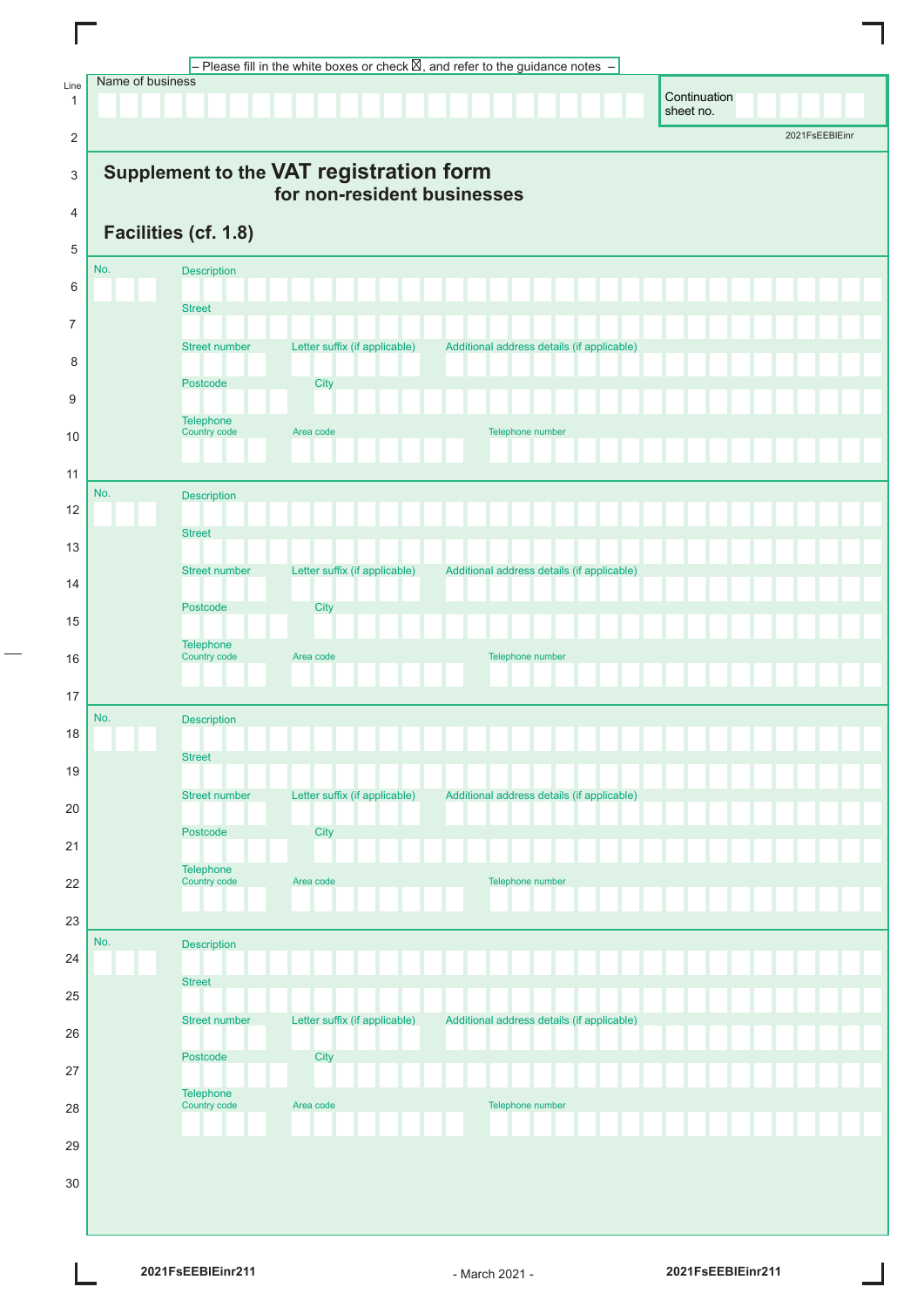– Please fill in the white boxes or check ☒, and refer to the guidance notes –

Name of business

Continuation sheet no.

2021FsEEBIEinr

# Supplement to the VAT registration form for non-resident businesses

## Facilities (cf. 1.8)

No.

Description

Street

Street number | Letter suffix (if applicable) | Additional address details (if applicable)

Postcode | City

Telephone
Country code | Area code | Telephone number

No.

Description

Street

Street number | Letter suffix (if applicable) | Additional address details (if applicable)

Postcode | City

Telephone
Country code | Area code | Telephone number

No.

Description

Street

Street number | Letter suffix (if applicable) | Additional address details (if applicable)

Postcode | City

Telephone
Country code | Area code | Telephone number

No.

Description

Street

Street number | Letter suffix (if applicable) | Additional address details (if applicable)

Postcode | City

Telephone
Country code | Area code | Telephone number

2021FsEEBIEinr211 - March 2021 - 2021FsEEBIEinr211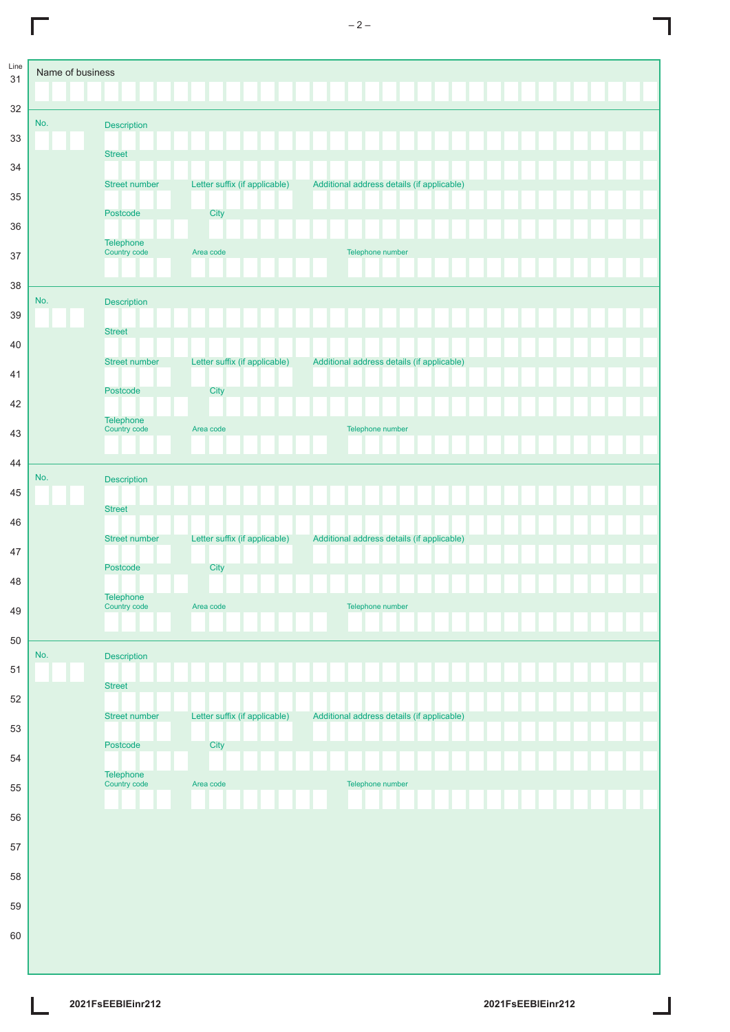Line

31 Name of business

32

| No. | Description |
|---|---|
| 33 | |
| 34 | Street |
| 35 | Street number / Letter suffix (if applicable) / Additional address details (if applicable) |
| 36 | Postcode / City |
| 37 | Telephone: Country code / Area code / Telephone number |

38

| No. | Description |
|---|---|
| 39 | |
| 40 | Street |
| 41 | Street number / Letter suffix (if applicable) / Additional address details (if applicable) |
| 42 | Postcode / City |
| 43 | Telephone: Country code / Area code / Telephone number |

44

| No. | Description |
|---|---|
| 45 | |
| 46 | Street |
| 47 | Street number / Letter suffix (if applicable) / Additional address details (if applicable) |
| 48 | Postcode / City |
| 49 | Telephone: Country code / Area code / Telephone number |

50

| No. | Description |
|---|---|
| 51 | |
| 52 | Street |
| 53 | Street number / Letter suffix (if applicable) / Additional address details (if applicable) |
| 54 | Postcode / City |
| 55 | Telephone: Country code / Area code / Telephone number |

56

57

58

59

60

2021FsEEBIEinr212